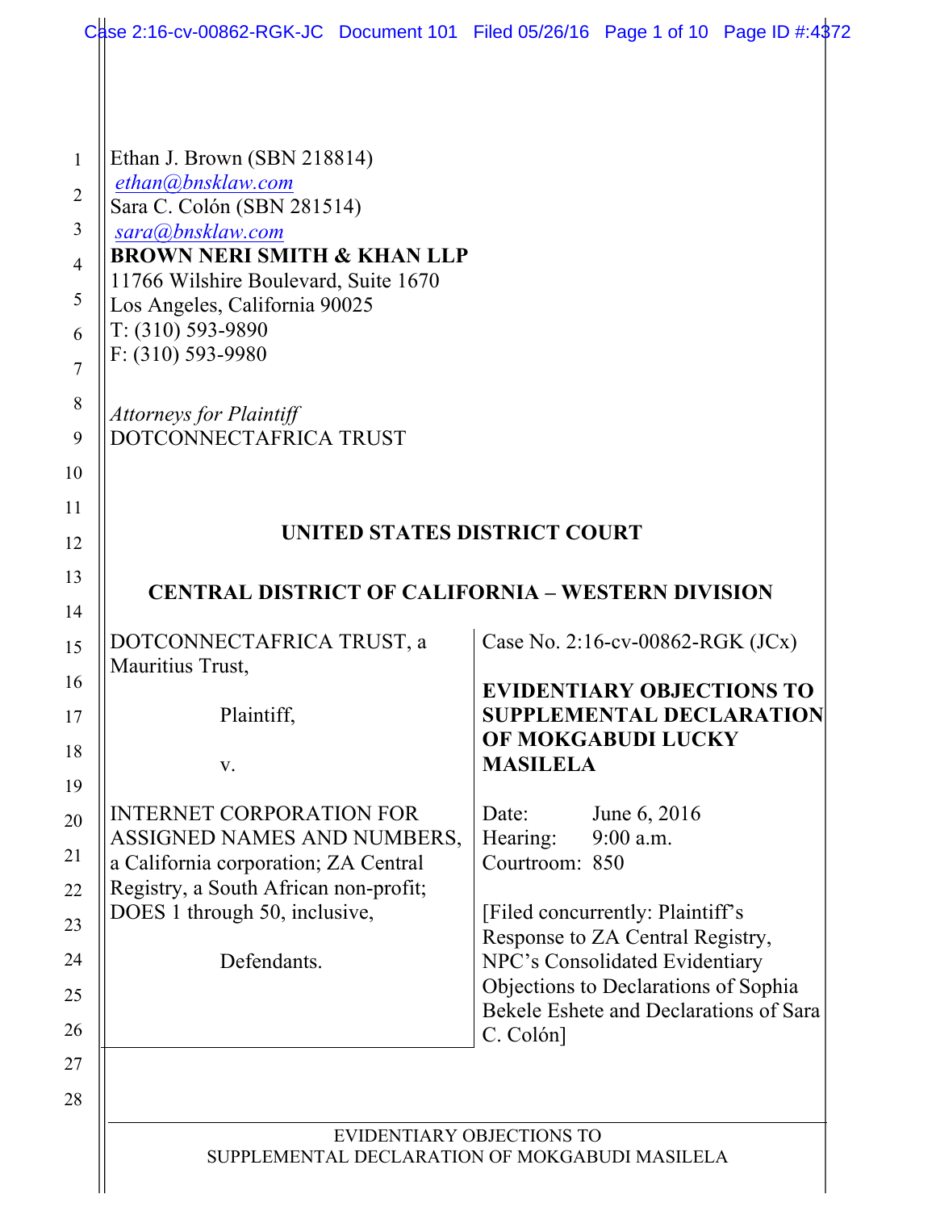Ethan J. Brown (SBN 218814)
ethan@bnsklaw.com
Sara C. Colón (SBN 281514)
sara@bnsklaw.com
**BROWN NERI SMITH & KHAN LLP**
11766 Wilshire Boulevard, Suite 1670
Los Angeles, California 90025
T: (310) 593-9890
F: (310) 593-9980

*Attorneys for Plaintiff*
DOTCONNECTAFRICA TRUST

**UNITED STATES DISTRICT COURT**

**CENTRAL DISTRICT OF CALIFORNIA – WESTERN DIVISION**

| | |
|---|---|
| DOTCONNECTAFRICA TRUST, a Mauritius Trust,<br><br>Plaintiff,<br><br>v.<br><br>INTERNET CORPORATION FOR ASSIGNED NAMES AND NUMBERS, a California corporation; ZA Central Registry, a South African non-profit; DOES 1 through 50, inclusive,<br><br>Defendants. | Case No. 2:16-cv-00862-RGK (JCx)<br><br>**EVIDENTIARY OBJECTIONS TO SUPPLEMENTAL DECLARATION OF MOKGABUDI LUCKY MASILELA**<br><br>Date: June 6, 2016<br>Hearing: 9:00 a.m.<br>Courtroom: 850<br><br>[Filed concurrently: Plaintiff's Response to ZA Central Registry, NPC's Consolidated Evidentiary Objections to Declarations of Sophia Bekele Eshete and Declarations of Sara C. Colón] |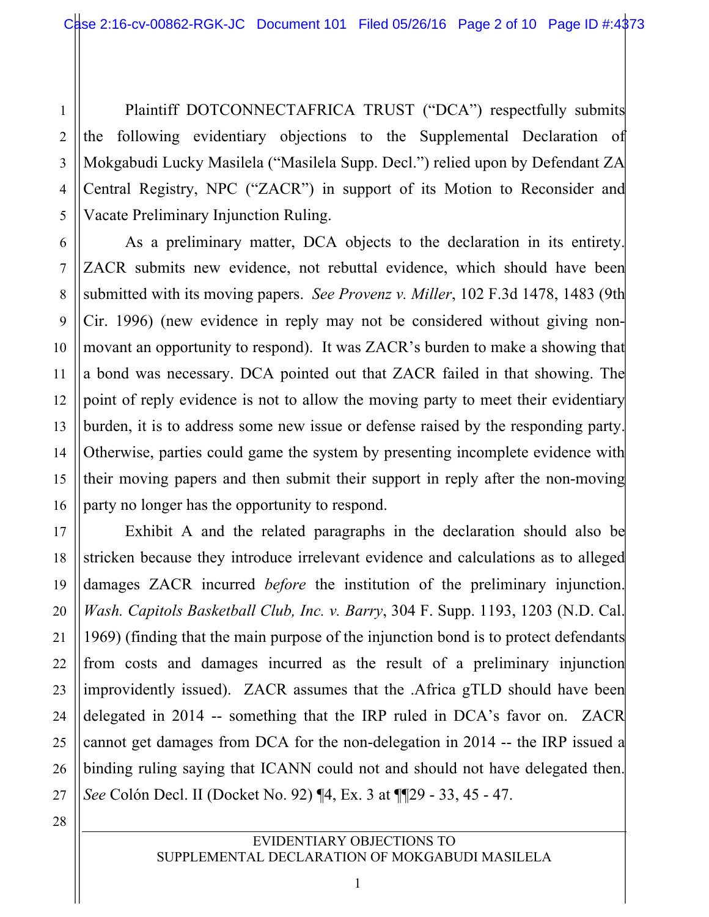Plaintiff DOTCONNECTAFRICA TRUST ("DCA") respectfully submits the following evidentiary objections to the Supplemental Declaration of Mokgabudi Lucky Masilela ("Masilela Supp. Decl.") relied upon by Defendant ZA Central Registry, NPC ("ZACR") in support of its Motion to Reconsider and Vacate Preliminary Injunction Ruling.

As a preliminary matter, DCA objects to the declaration in its entirety. ZACR submits new evidence, not rebuttal evidence, which should have been submitted with its moving papers. *See Provenz v. Miller*, 102 F.3d 1478, 1483 (9th Cir. 1996) (new evidence in reply may not be considered without giving non-movant an opportunity to respond). It was ZACR's burden to make a showing that a bond was necessary. DCA pointed out that ZACR failed in that showing. The point of reply evidence is not to allow the moving party to meet their evidentiary burden, it is to address some new issue or defense raised by the responding party. Otherwise, parties could game the system by presenting incomplete evidence with their moving papers and then submit their support in reply after the non-moving party no longer has the opportunity to respond.

Exhibit A and the related paragraphs in the declaration should also be stricken because they introduce irrelevant evidence and calculations as to alleged damages ZACR incurred *before* the institution of the preliminary injunction. *Wash. Capitols Basketball Club, Inc. v. Barry*, 304 F. Supp. 1193, 1203 (N.D. Cal. 1969) (finding that the main purpose of the injunction bond is to protect defendants from costs and damages incurred as the result of a preliminary injunction improvidently issued). ZACR assumes that the .Africa gTLD should have been delegated in 2014 -- something that the IRP ruled in DCA's favor on. ZACR cannot get damages from DCA for the non-delegation in 2014 -- the IRP issued a binding ruling saying that ICANN could not and should not have delegated then. *See* Colón Decl. II (Docket No. 92) ¶4, Ex. 3 at ¶¶29 - 33, 45 - 47.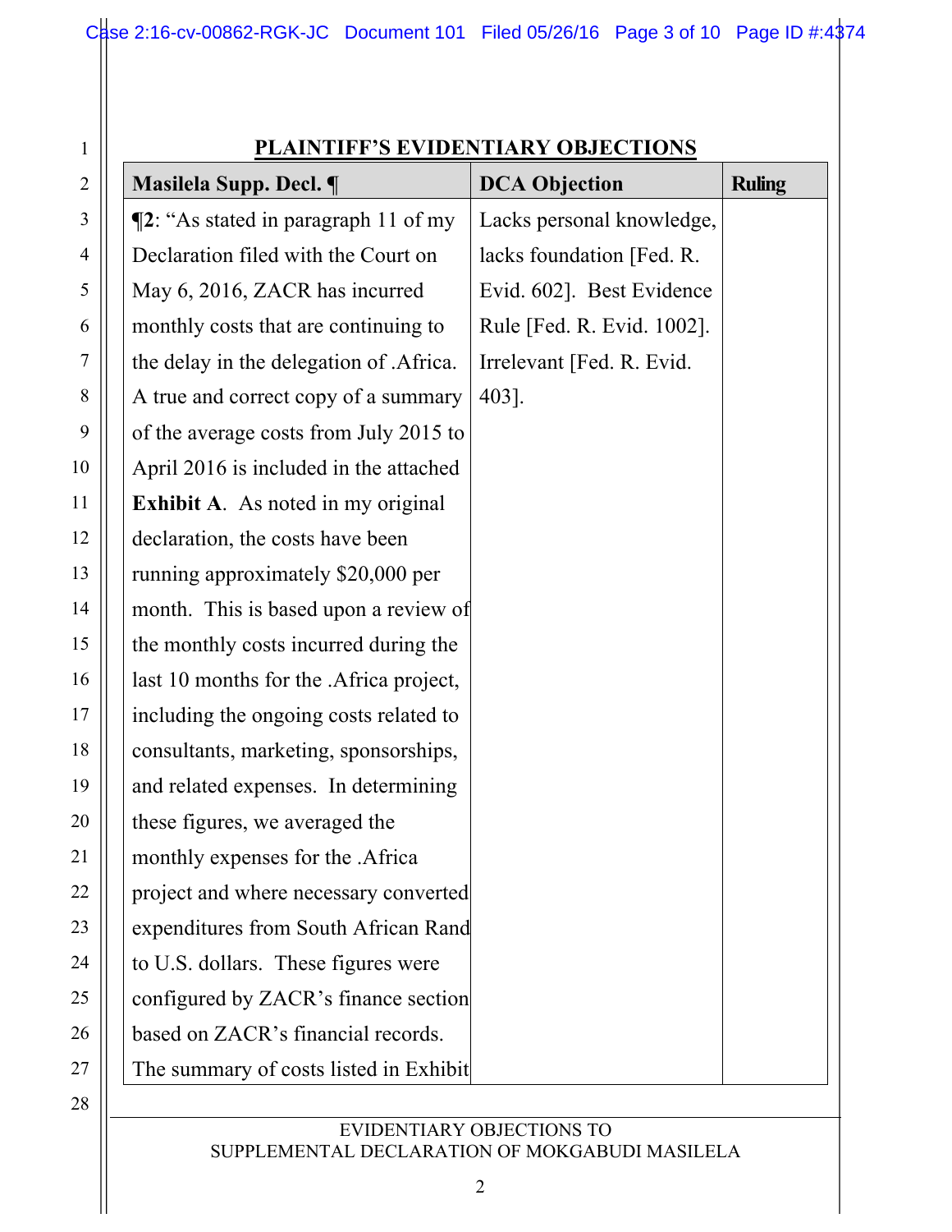## PLAINTIFF'S EVIDENTIARY OBJECTIONS

| Masilela Supp. Decl. ¶ | DCA Objection | Ruling |
|---|---|---|
| **¶2**: "As stated in paragraph 11 of my Declaration filed with the Court on May 6, 2016, ZACR has incurred monthly costs that are continuing to the delay in the delegation of .Africa. A true and correct copy of a summary of the average costs from July 2015 to April 2016 is included in the attached **Exhibit A**. As noted in my original declaration, the costs have been running approximately $20,000 per month. This is based upon a review of the monthly costs incurred during the last 10 months for the .Africa project, including the ongoing costs related to consultants, marketing, sponsorships, and related expenses. In determining these figures, we averaged the monthly expenses for the .Africa project and where necessary converted expenditures from South African Rand to U.S. dollars. These figures were configured by ZACR's finance section based on ZACR's financial records. The summary of costs listed in Exhibit | Lacks personal knowledge, lacks foundation [Fed. R. Evid. 602]. Best Evidence Rule [Fed. R. Evid. 1002]. Irrelevant [Fed. R. Evid. 403]. | |

EVIDENTIARY OBJECTIONS TO SUPPLEMENTAL DECLARATION OF MOKGABUDI MASILELA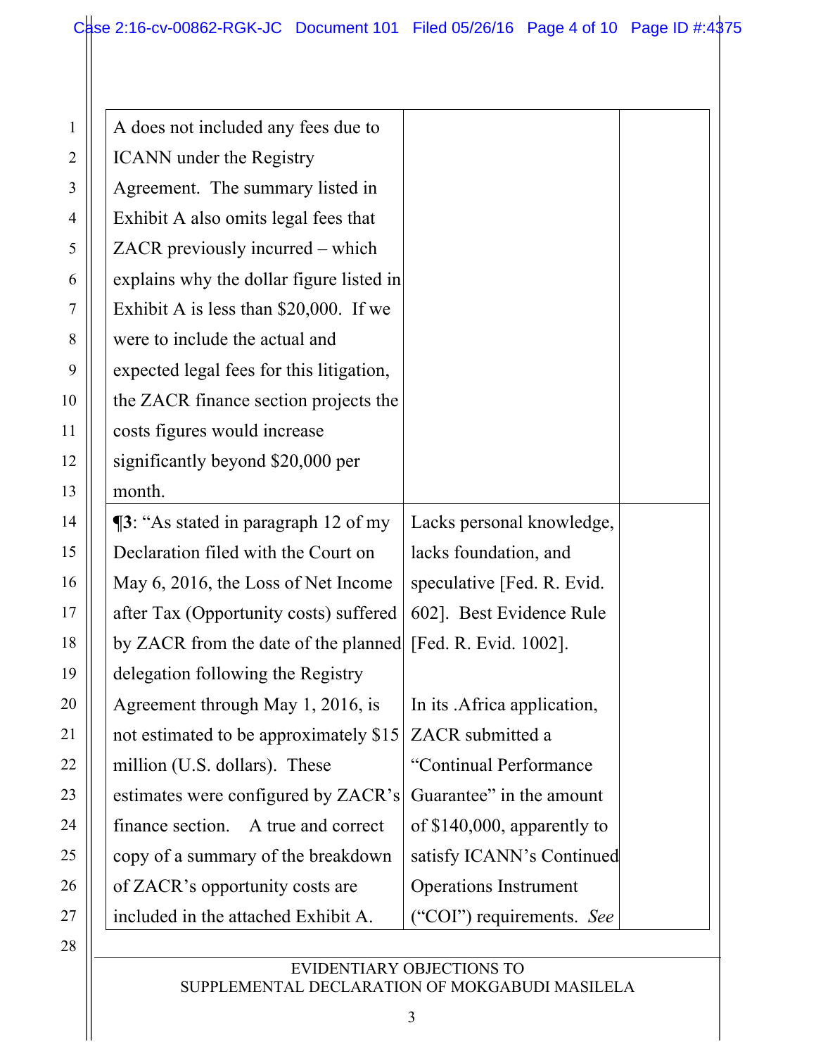| | | |
|---|---|---|
| A does not included any fees due to ICANN under the Registry Agreement. The summary listed in Exhibit A also omits legal fees that ZACR previously incurred – which explains why the dollar figure listed in Exhibit A is less than $20,000. If we were to include the actual and expected legal fees for this litigation, the ZACR finance section projects the costs figures would increase significantly beyond $20,000 per month. | | |
| **¶3**: "As stated in paragraph 12 of my Declaration filed with the Court on May 6, 2016, the Loss of Net Income after Tax (Opportunity costs) suffered by ZACR from the date of the planned delegation following the Registry Agreement through May 1, 2016, is not estimated to be approximately $15 million (U.S. dollars). These estimates were configured by ZACR's finance section. A true and correct copy of a summary of the breakdown of ZACR's opportunity costs are included in the attached Exhibit A. | Lacks personal knowledge, lacks foundation, and speculative [Fed. R. Evid. 602]. Best Evidence Rule [Fed. R. Evid. 1002].<br><br>In its .Africa application, ZACR submitted a "Continual Performance Guarantee" in the amount of $140,000, apparently to satisfy ICANN's Continued Operations Instrument ("COI") requirements. *See* | |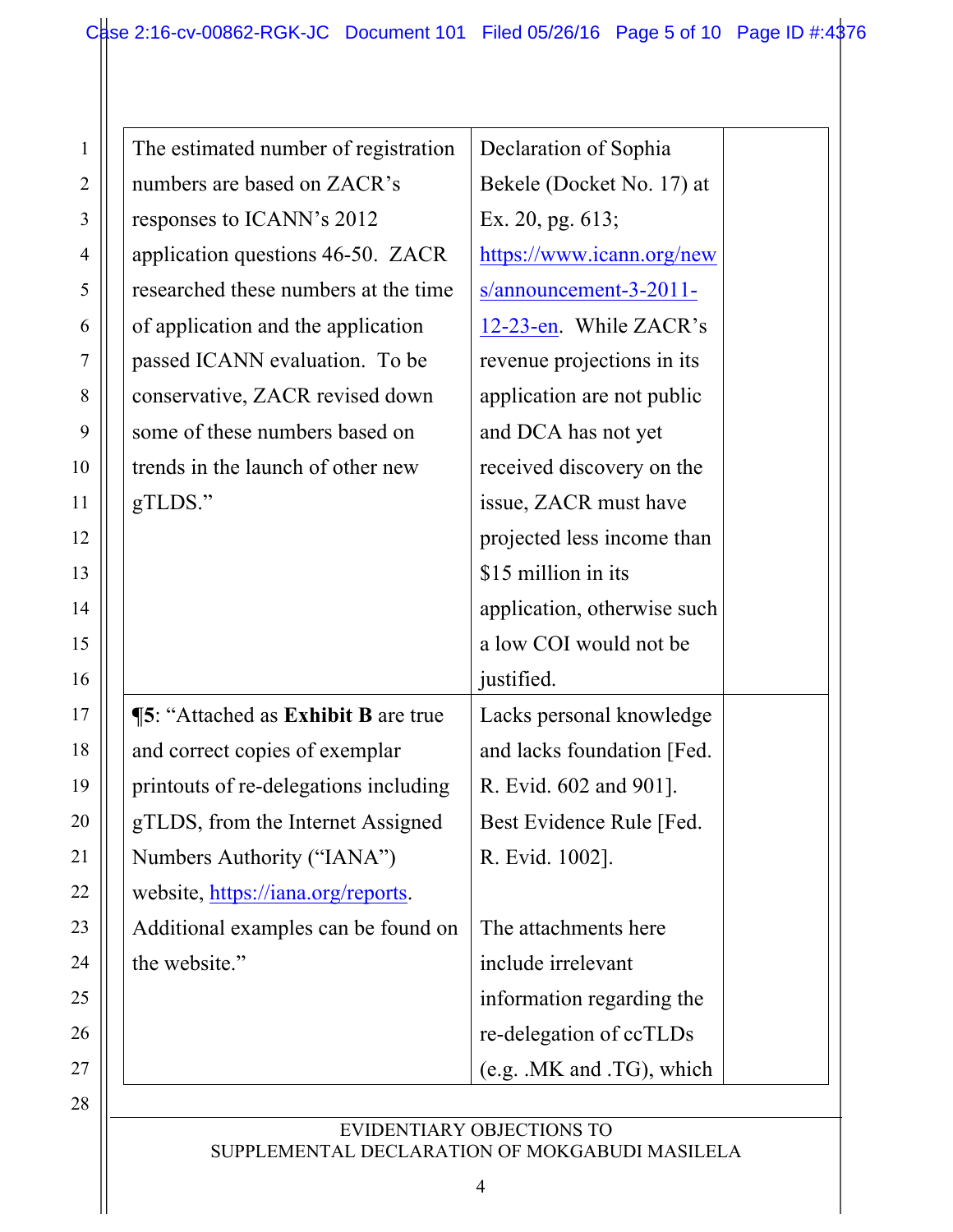| | | |
|---|---|---|
| The estimated number of registration numbers are based on ZACR's responses to ICANN's 2012 application questions 46-50. ZACR researched these numbers at the time of application and the application passed ICANN evaluation. To be conservative, ZACR revised down some of these numbers based on trends in the launch of other new gTLDS." | Declaration of Sophia Bekele (Docket No. 17) at Ex. 20, pg. 613; https://www.icann.org/news/announcement-3-2011-12-23-en. While ZACR's revenue projections in its application are not public and DCA has not yet received discovery on the issue, ZACR must have projected less income than $15 million in its application, otherwise such a low COI would not be justified. | |
| **¶5**: "Attached as **Exhibit B** are true and correct copies of exemplar printouts of re-delegations including gTLDS, from the Internet Assigned Numbers Authority ("IANA") website, https://iana.org/reports. Additional examples can be found on the website." | Lacks personal knowledge and lacks foundation [Fed. R. Evid. 602 and 901]. Best Evidence Rule [Fed. R. Evid. 1002].<br><br>The attachments here include irrelevant information regarding the re-delegation of ccTLDs (e.g. .MK and .TG), which | |

EVIDENTIARY OBJECTIONS TO SUPPLEMENTAL DECLARATION OF MOKGABUDI MASILELA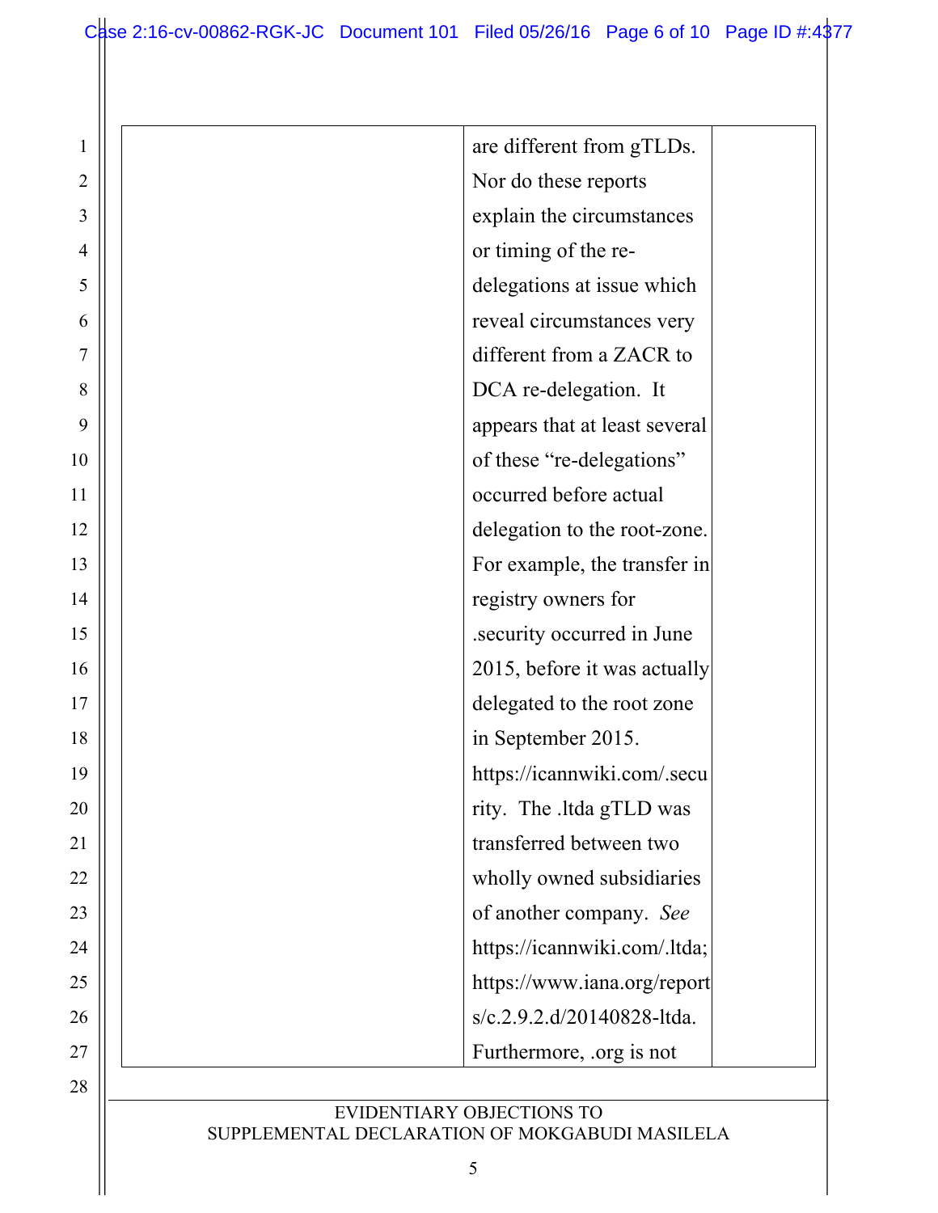| | | |
|---|---|---|
| | are different from gTLDs. Nor do these reports explain the circumstances or timing of the re-delegations at issue which reveal circumstances very different from a ZACR to DCA re-delegation. It appears that at least several of these "re-delegations" occurred before actual delegation to the root-zone. For example, the transfer in registry owners for .security occurred in June 2015, before it was actually delegated to the root zone in September 2015. https://icannwiki.com/.security. The .ltda gTLD was transferred between two wholly owned subsidiaries of another company. *See* https://icannwiki.com/.ltda; https://www.iana.org/reports/c.2.9.2.d/20140828-ltda. Furthermore, .org is not | |

EVIDENTIARY OBJECTIONS TO
SUPPLEMENTAL DECLARATION OF MOKGABUDI MASILELA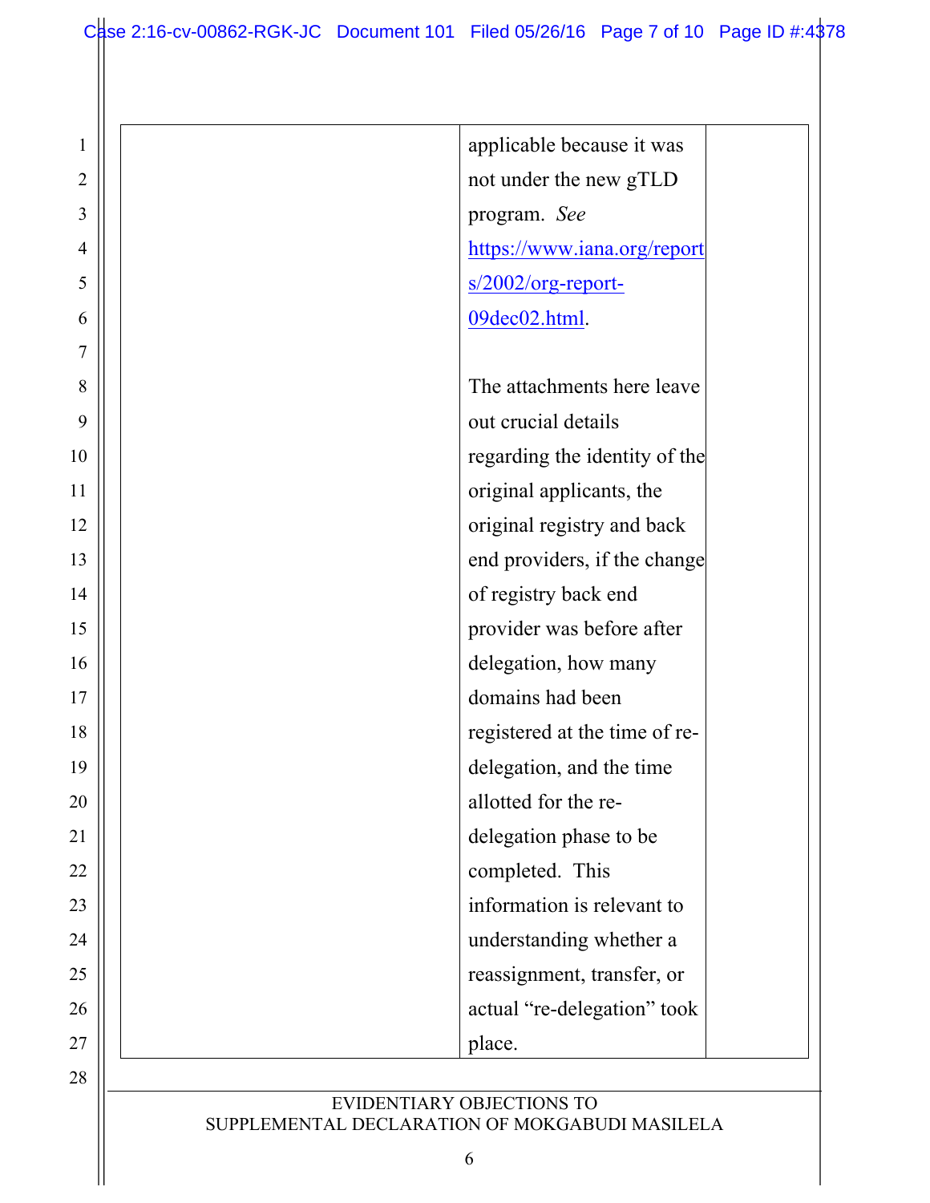| | | |
|---|---|---|
| | applicable because it was not under the new gTLD program. *See* https://www.iana.org/reports/2002/org-report-09dec02.html.<br><br>The attachments here leave out crucial details regarding the identity of the original applicants, the original registry and back end providers, if the change of registry back end provider was before after delegation, how many domains had been registered at the time of re-delegation, and the time allotted for the re-delegation phase to be completed. This information is relevant to understanding whether a reassignment, transfer, or actual "re-delegation" took place. | |

EVIDENTIARY OBJECTIONS TO
SUPPLEMENTAL DECLARATION OF MOKGABUDI MASILELA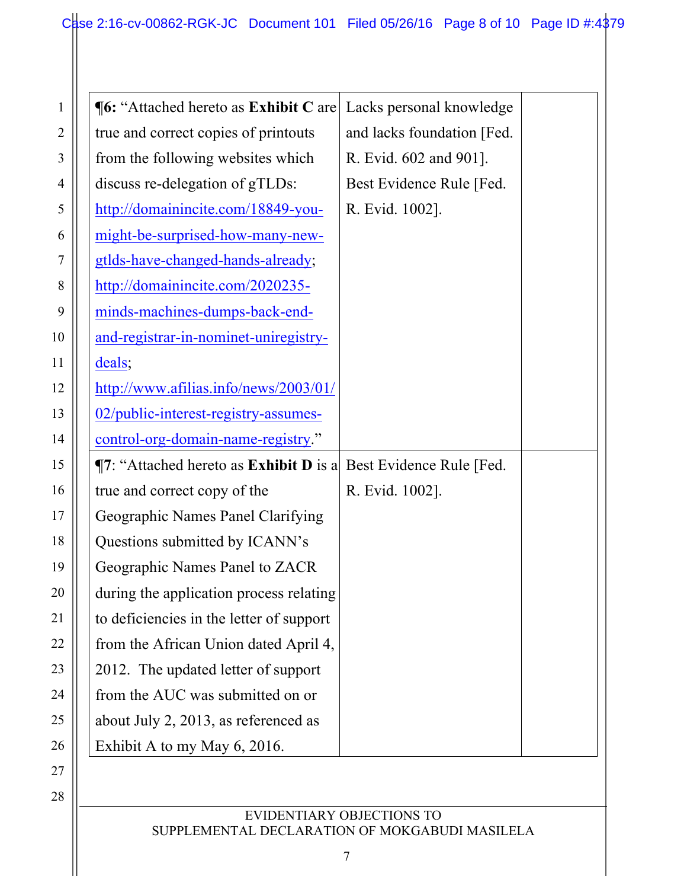| | | |
|---|---|---|
| **¶6:** "Attached hereto as **Exhibit C** are true and correct copies of printouts from the following websites which discuss re-delegation of gTLDs: http://domainincite.com/18849-you-might-be-surprised-how-many-new-gtlds-have-changed-hands-already; http://domainincite.com/2020235-minds-machines-dumps-back-end-and-registrar-in-nominet-uniregistry-deals; http://www.afilias.info/news/2003/01/02/public-interest-registry-assumes-control-org-domain-name-registry." | Lacks personal knowledge and lacks foundation [Fed. R. Evid. 602 and 901]. Best Evidence Rule [Fed. R. Evid. 1002]. | |
| **¶7**: "Attached hereto as **Exhibit D** is a true and correct copy of the Geographic Names Panel Clarifying Questions submitted by ICANN's Geographic Names Panel to ZACR during the application process relating to deficiencies in the letter of support from the African Union dated April 4, 2012. The updated letter of support from the AUC was submitted on or about July 2, 2013, as referenced as Exhibit A to my May 6, 2016. | Best Evidence Rule [Fed. R. Evid. 1002]. | |

EVIDENTIARY OBJECTIONS TO SUPPLEMENTAL DECLARATION OF MOKGABUDI MASILELA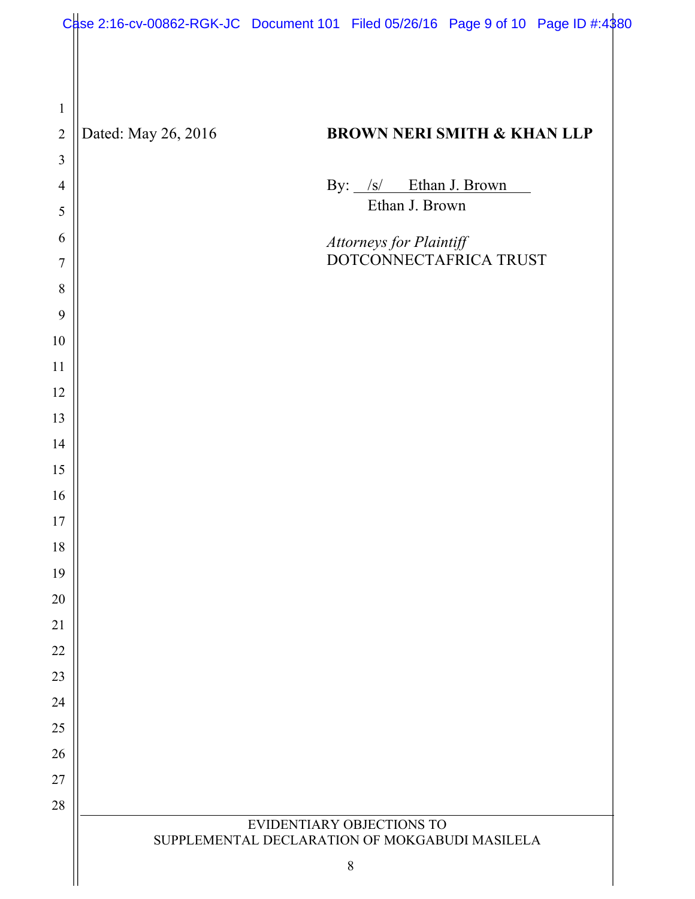Dated: May 26, 2016

**BROWN NERI SMITH & KHAN LLP**

By: /s/ Ethan J. Brown
Ethan J. Brown

*Attorneys for Plaintiff*
DOTCONNECTAFRICA TRUST

EVIDENTIARY OBJECTIONS TO
SUPPLEMENTAL DECLARATION OF MOKGABUDI MASILELA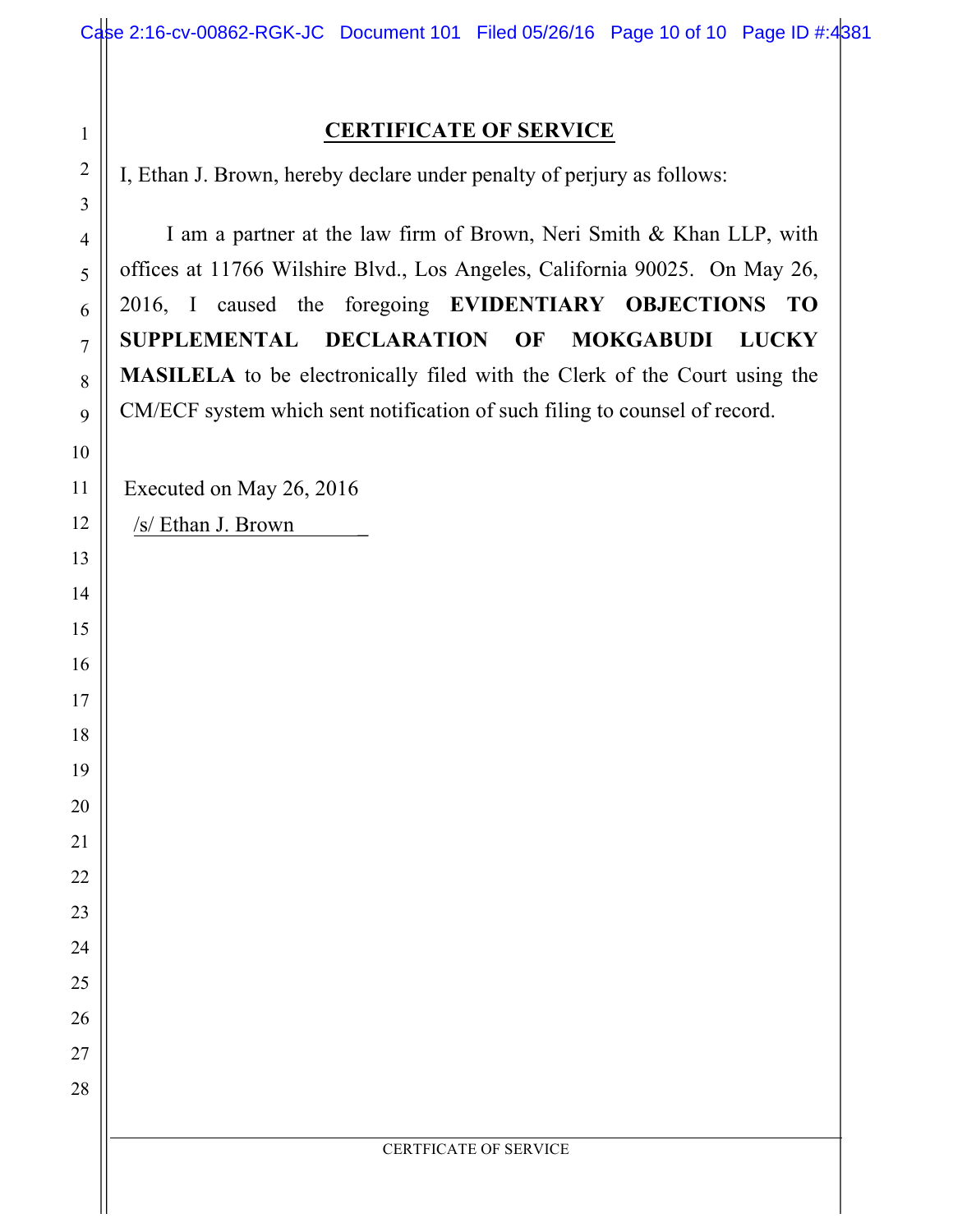# CERTIFICATE OF SERVICE

I, Ethan J. Brown, hereby declare under penalty of perjury as follows:

I am a partner at the law firm of Brown, Neri Smith & Khan LLP, with offices at 11766 Wilshire Blvd., Los Angeles, California 90025. On May 26, 2016, I caused the foregoing **EVIDENTIARY OBJECTIONS TO SUPPLEMENTAL DECLARATION OF MOKGABUDI LUCKY MASILELA** to be electronically filed with the Clerk of the Court using the CM/ECF system which sent notification of such filing to counsel of record.

Executed on May 26, 2016

/s/ Ethan J. Brown